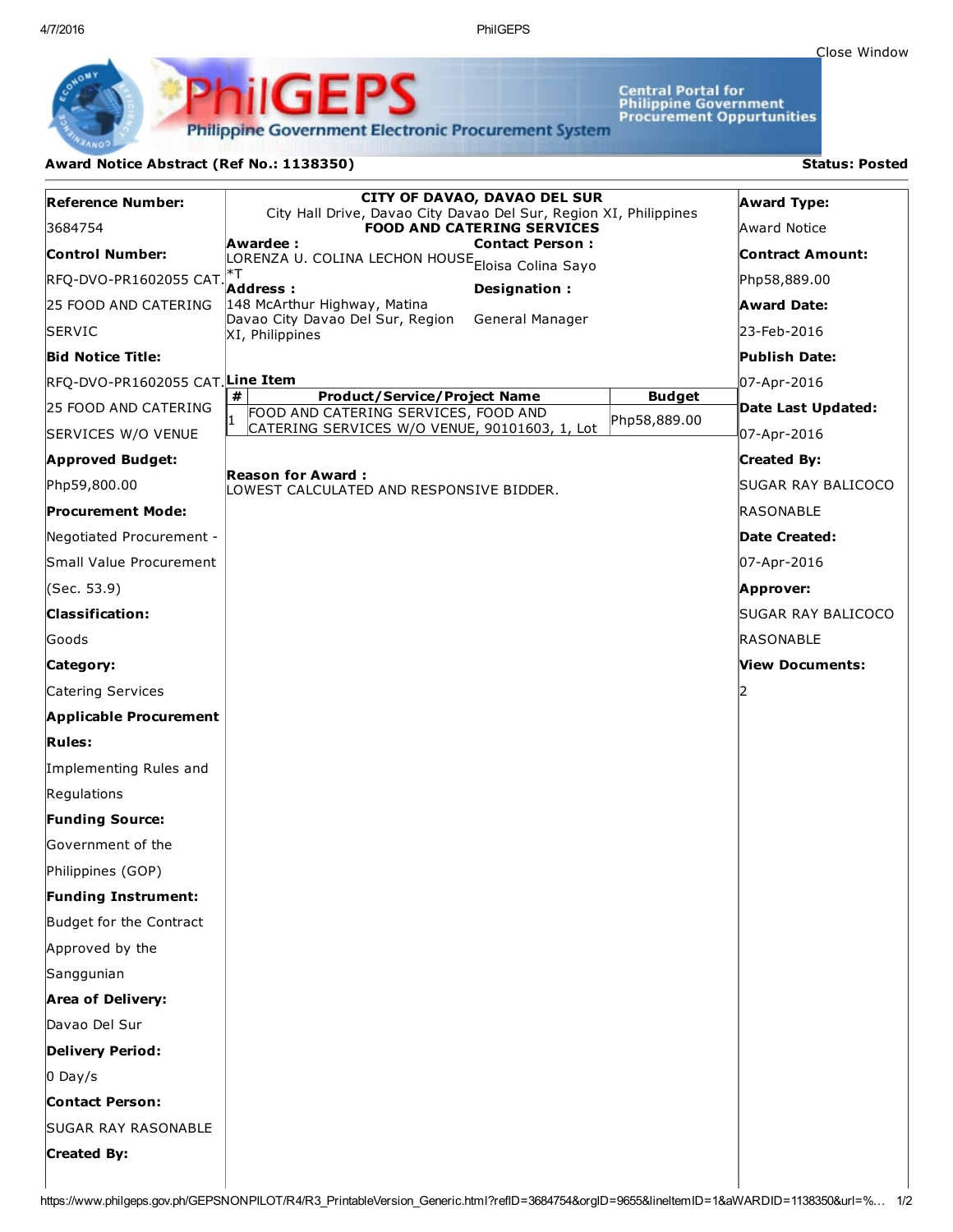Close Window

**PhilGEPS** — Philippine Government Electronic Procurement System

Central Portal for Philippine Government Procurement Oppurtunities

## Award Notice Abstract (Ref No.: 1138350)

**Status: Posted**

**Reference Number:**
3684754

**Control Number:**
RFQ-DVO-PR1602055 CAT. 25 FOOD AND CATERING SERVIC

**Bid Notice Title:**
RFQ-DVO-PR1602055 CAT. 25 FOOD AND CATERING SERVICES W/O VENUE

**Approved Budget:**
Php59,800.00

**Procurement Mode:**
Negotiated Procurement - Small Value Procurement (Sec. 53.9)

**Classification:**
Goods

**Category:**
Catering Services

**Applicable Procurement Rules:**
Implementing Rules and Regulations

**Funding Source:**
Government of the Philippines (GOP)

**Funding Instrument:**
Budget for the Contract Approved by the Sanggunian

**Area of Delivery:**
Davao Del Sur

**Delivery Period:**
0 Day/s

**Contact Person:**
SUGAR RAY RASONABLE

**Created By:**

---

**CITY OF DAVAO, DAVAO DEL SUR**
City Hall Drive, Davao City Davao Del Sur, Region XI, Philippines
**FOOD AND CATERING SERVICES**

**Awardee :**
LORENZA U. COLINA LECHON HOUSE *T

**Address :**
148 McArthur Highway, Matina Davao City Davao Del Sur, Region XI, Philippines

**Contact Person :**
Eloisa Colina Sayo

**Designation :**
General Manager

**Line Item**

| # | Product/Service/Project Name | Budget |
|---|---|---|
| 1 | FOOD AND CATERING SERVICES, FOOD AND CATERING SERVICES W/O VENUE, 90101603, 1, Lot | Php58,889.00 |

**Reason for Award :**
LOWEST CALCULATED AND RESPONSIVE BIDDER.

---

**Award Type:**
Award Notice

**Contract Amount:**
Php58,889.00

**Award Date:**
23-Feb-2016

**Publish Date:**
07-Apr-2016

**Date Last Updated:**
07-Apr-2016

**Created By:**
SUGAR RAY BALICOCO RASONABLE

**Date Created:**
07-Apr-2016

**Approver:**
SUGAR RAY BALICOCO RASONABLE

**View Documents:**
2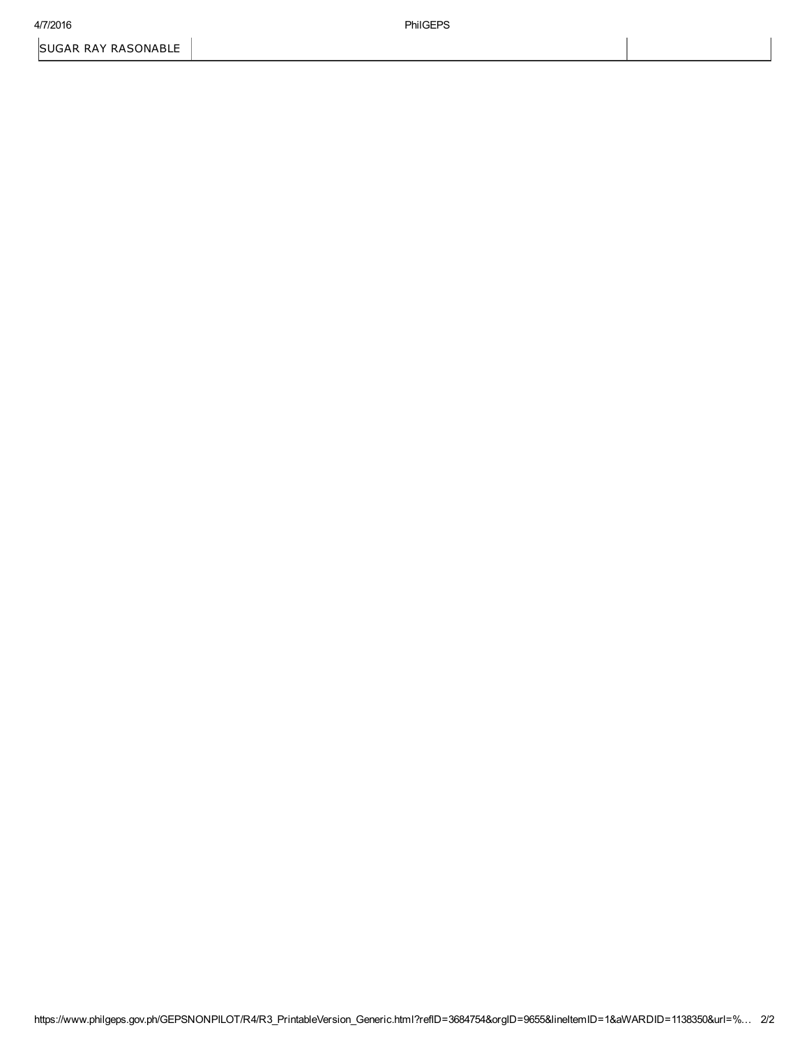| | | |
|---|---|---|
| SUGAR RAY RASONABLE | | |